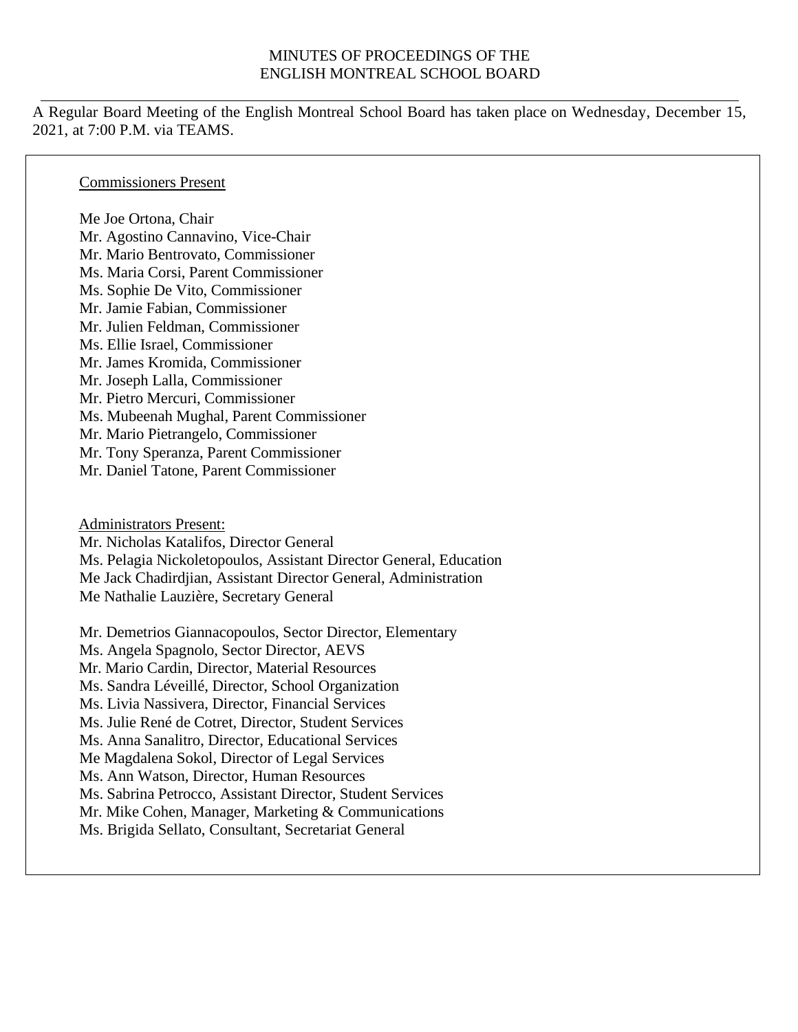# MINUTES OF PROCEEDINGS OF THE ENGLISH MONTREAL SCHOOL BOARD

A Regular Board Meeting of the English Montreal School Board has taken place on Wednesday, December 15, 2021, at 7:00 P.M. via TEAMS.

Commissioners Present

Me Joe Ortona, Chair
Mr. Agostino Cannavino, Vice-Chair
Mr. Mario Bentrovato, Commissioner
Ms. Maria Corsi, Parent Commissioner
Ms. Sophie De Vito, Commissioner
Mr. Jamie Fabian, Commissioner
Mr. Julien Feldman, Commissioner
Ms. Ellie Israel, Commissioner
Mr. James Kromida, Commissioner
Mr. Joseph Lalla, Commissioner
Mr. Pietro Mercuri, Commissioner
Ms. Mubeenah Mughal, Parent Commissioner
Mr. Mario Pietrangelo, Commissioner
Mr. Tony Speranza, Parent Commissioner
Mr. Daniel Tatone, Parent Commissioner

Administrators Present:

Mr. Nicholas Katalifos, Director General
Ms. Pelagia Nickoletopoulos, Assistant Director General, Education
Me Jack Chadirdjian, Assistant Director General, Administration
Me Nathalie Lauzière, Secretary General

Mr. Demetrios Giannacopoulos, Sector Director, Elementary
Ms. Angela Spagnolo, Sector Director, AEVS
Mr. Mario Cardin, Director, Material Resources
Ms. Sandra Léveillé, Director, School Organization
Ms. Livia Nassivera, Director, Financial Services
Ms. Julie René de Cotret, Director, Student Services
Ms. Anna Sanalitro, Director, Educational Services
Me Magdalena Sokol, Director of Legal Services
Ms. Ann Watson, Director, Human Resources
Ms. Sabrina Petrocco, Assistant Director, Student Services
Mr. Mike Cohen, Manager, Marketing & Communications
Ms. Brigida Sellato, Consultant, Secretariat General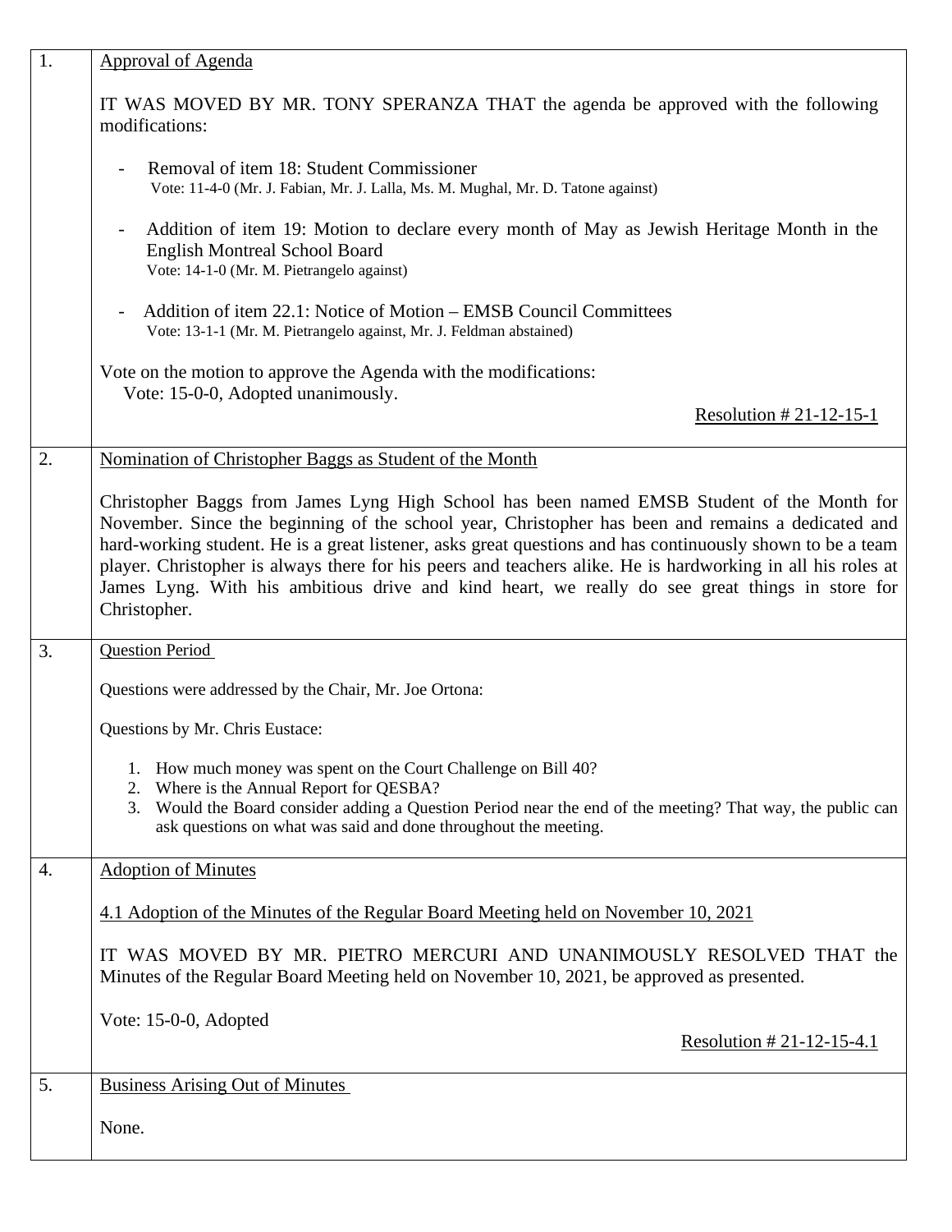| | |
|---|---|
| 1. | <u>Approval of Agenda</u><br><br>IT WAS MOVED BY MR. TONY SPERANZA THAT the agenda be approved with the following modifications:<br><br>- Removal of item 18: Student Commissioner<br>Vote: 11-4-0 (Mr. J. Fabian, Mr. J. Lalla, Ms. M. Mughal, Mr. D. Tatone against)<br><br>- Addition of item 19: Motion to declare every month of May as Jewish Heritage Month in the English Montreal School Board<br>Vote: 14-1-0 (Mr. M. Pietrangelo against)<br><br>- Addition of item 22.1: Notice of Motion – EMSB Council Committees<br>Vote: 13-1-1 (Mr. M. Pietrangelo against, Mr. J. Feldman abstained)<br><br>Vote on the motion to approve the Agenda with the modifications:<br>Vote: 15-0-0, Adopted unanimously.<br><br><u>Resolution # 21-12-15-1</u> |
| 2. | <u>Nomination of Christopher Baggs as Student of the Month</u><br><br>Christopher Baggs from James Lyng High School has been named EMSB Student of the Month for November. Since the beginning of the school year, Christopher has been and remains a dedicated and hard-working student. He is a great listener, asks great questions and has continuously shown to be a team player. Christopher is always there for his peers and teachers alike. He is hardworking in all his roles at James Lyng. With his ambitious drive and kind heart, we really do see great things in store for Christopher. |
| 3. | <u>Question Period</u><br><br>Questions were addressed by the Chair, Mr. Joe Ortona:<br><br>Questions by Mr. Chris Eustace:<br><br>1. How much money was spent on the Court Challenge on Bill 40?<br>2. Where is the Annual Report for QESBA?<br>3. Would the Board consider adding a Question Period near the end of the meeting? That way, the public can ask questions on what was said and done throughout the meeting. |
| 4. | <u>Adoption of Minutes</u><br><br><u>4.1 Adoption of the Minutes of the Regular Board Meeting held on November 10, 2021</u><br><br>IT WAS MOVED BY MR. PIETRO MERCURI AND UNANIMOUSLY RESOLVED THAT the Minutes of the Regular Board Meeting held on November 10, 2021, be approved as presented.<br><br>Vote: 15-0-0, Adopted<br><br><u>Resolution # 21-12-15-4.1</u> |
| 5. | <u>Business Arising Out of Minutes</u><br><br>None. |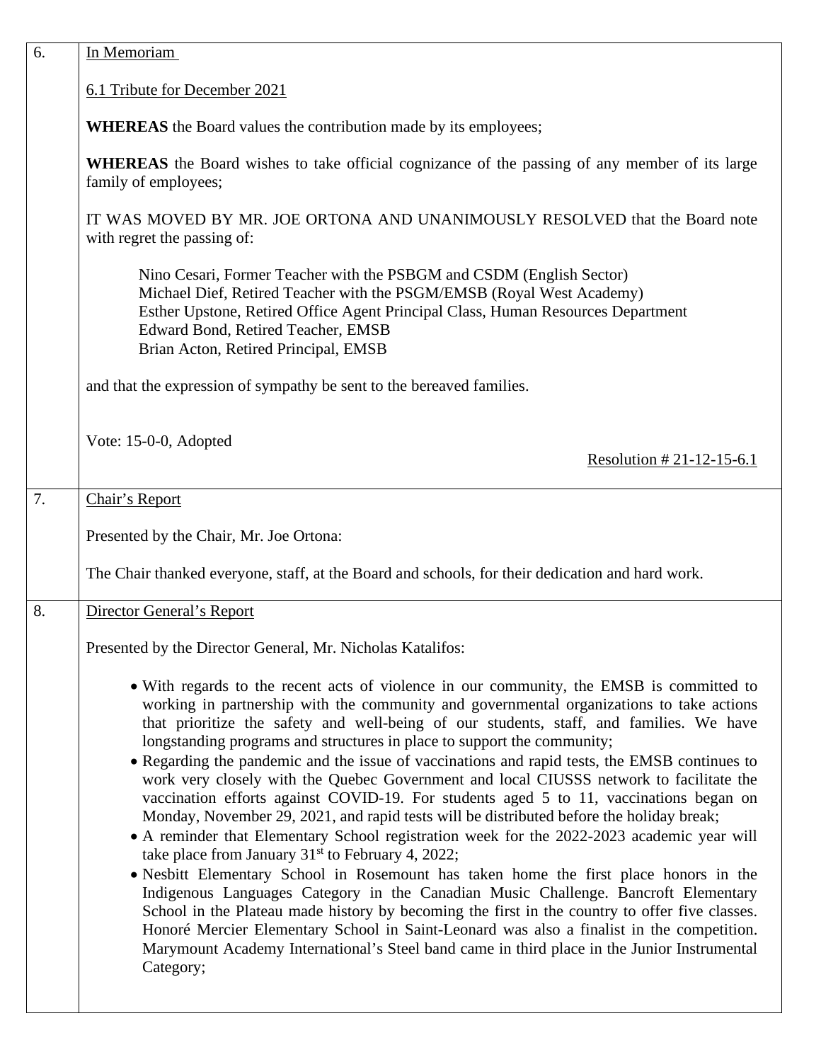| | |
|---|---|
| 6. | In Memoriam<br><br>6.1 Tribute for December 2021<br><br>**WHEREAS** the Board values the contribution made by its employees;<br><br>**WHEREAS** the Board wishes to take official cognizance of the passing of any member of its large family of employees;<br><br>IT WAS MOVED BY MR. JOE ORTONA AND UNANIMOUSLY RESOLVED that the Board note with regret the passing of:<br><br>Nino Cesari, Former Teacher with the PSBGM and CSDM (English Sector)<br>Michael Dief, Retired Teacher with the PSGM/EMSB (Royal West Academy)<br>Esther Upstone, Retired Office Agent Principal Class, Human Resources Department<br>Edward Bond, Retired Teacher, EMSB<br>Brian Acton, Retired Principal, EMSB<br><br>and that the expression of sympathy be sent to the bereaved families.<br><br>Vote: 15-0-0, Adopted<br><br>Resolution # 21-12-15-6.1 |
| 7. | Chair's Report<br><br>Presented by the Chair, Mr. Joe Ortona:<br><br>The Chair thanked everyone, staff, at the Board and schools, for their dedication and hard work. |
| 8. | Director General's Report<br><br>Presented by the Director General, Mr. Nicholas Katalifos:<br><br>• With regards to the recent acts of violence in our community, the EMSB is committed to working in partnership with the community and governmental organizations to take actions that prioritize the safety and well-being of our students, staff, and families. We have longstanding programs and structures in place to support the community;<br>• Regarding the pandemic and the issue of vaccinations and rapid tests, the EMSB continues to work very closely with the Quebec Government and local CIUSSS network to facilitate the vaccination efforts against COVID-19. For students aged 5 to 11, vaccinations began on Monday, November 29, 2021, and rapid tests will be distributed before the holiday break;<br>• A reminder that Elementary School registration week for the 2022-2023 academic year will take place from January 31st to February 4, 2022;<br>• Nesbitt Elementary School in Rosemount has taken home the first place honors in the Indigenous Languages Category in the Canadian Music Challenge. Bancroft Elementary School in the Plateau made history by becoming the first in the country to offer five classes. Honoré Mercier Elementary School in Saint-Leonard was also a finalist in the competition. Marymount Academy International's Steel band came in third place in the Junior Instrumental Category; |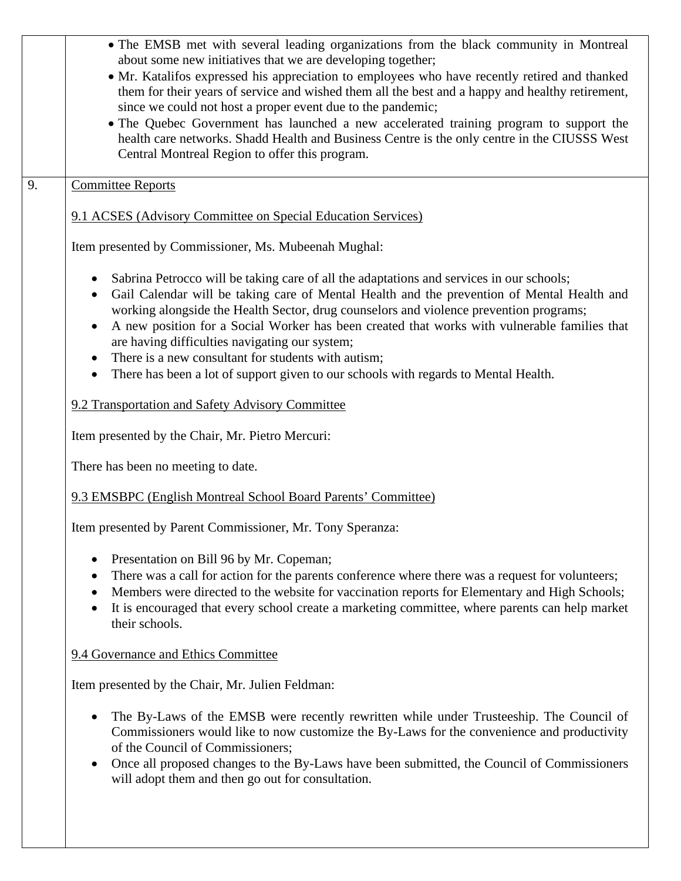- The EMSB met with several leading organizations from the black community in Montreal about some new initiatives that we are developing together;
- Mr. Katalifos expressed his appreciation to employees who have recently retired and thanked them for their years of service and wished them all the best and a happy and healthy retirement, since we could not host a proper event due to the pandemic;
- The Quebec Government has launched a new accelerated training program to support the health care networks. Shadd Health and Business Centre is the only centre in the CIUSSS West Central Montreal Region to offer this program.

9. Committee Reports

9.1 ACSES (Advisory Committee on Special Education Services)

Item presented by Commissioner, Ms. Mubeenah Mughal:

- Sabrina Petrocco will be taking care of all the adaptations and services in our schools;
- Gail Calendar will be taking care of Mental Health and the prevention of Mental Health and working alongside the Health Sector, drug counselors and violence prevention programs;
- A new position for a Social Worker has been created that works with vulnerable families that are having difficulties navigating our system;
- There is a new consultant for students with autism;
- There has been a lot of support given to our schools with regards to Mental Health.

9.2 Transportation and Safety Advisory Committee

Item presented by the Chair, Mr. Pietro Mercuri:

There has been no meeting to date.

9.3 EMSBPC (English Montreal School Board Parents' Committee)

Item presented by Parent Commissioner, Mr. Tony Speranza:

- Presentation on Bill 96 by Mr. Copeman;
- There was a call for action for the parents conference where there was a request for volunteers;
- Members were directed to the website for vaccination reports for Elementary and High Schools;
- It is encouraged that every school create a marketing committee, where parents can help market their schools.

9.4 Governance and Ethics Committee

Item presented by the Chair, Mr. Julien Feldman:

- The By-Laws of the EMSB were recently rewritten while under Trusteeship. The Council of Commissioners would like to now customize the By-Laws for the convenience and productivity of the Council of Commissioners;
- Once all proposed changes to the By-Laws have been submitted, the Council of Commissioners will adopt them and then go out for consultation.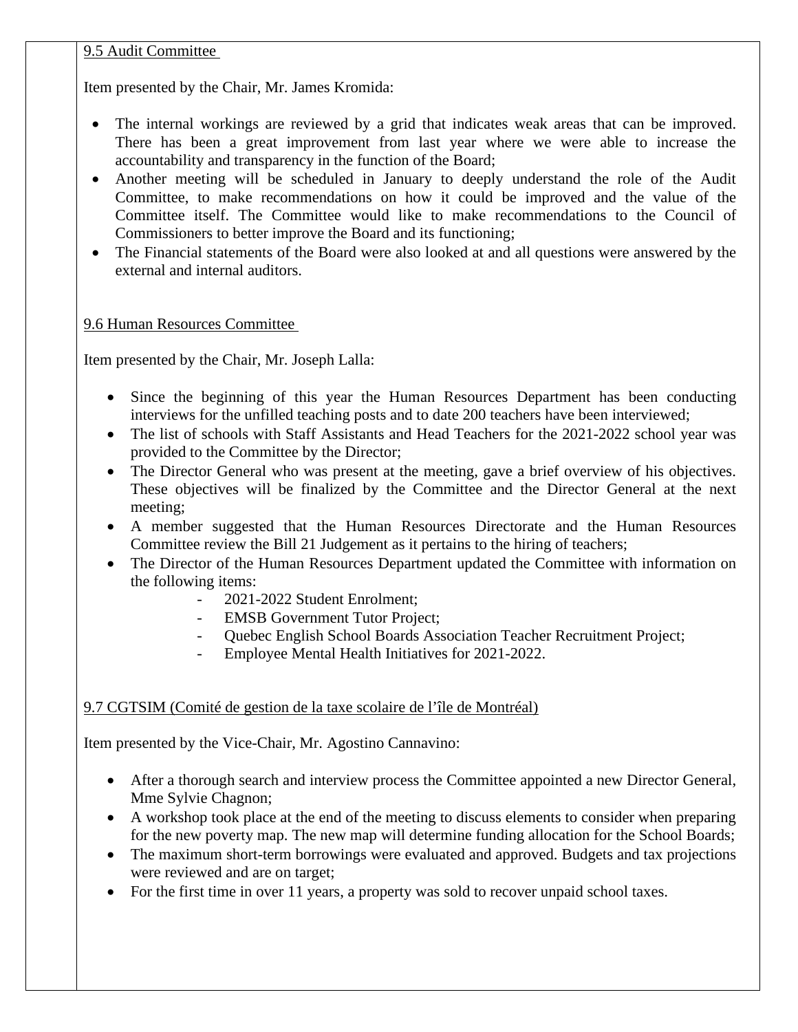9.5 Audit Committee

Item presented by the Chair, Mr. James Kromida:

- The internal workings are reviewed by a grid that indicates weak areas that can be improved. There has been a great improvement from last year where we were able to increase the accountability and transparency in the function of the Board;
- Another meeting will be scheduled in January to deeply understand the role of the Audit Committee, to make recommendations on how it could be improved and the value of the Committee itself. The Committee would like to make recommendations to the Council of Commissioners to better improve the Board and its functioning;
- The Financial statements of the Board were also looked at and all questions were answered by the external and internal auditors.

9.6 Human Resources Committee

Item presented by the Chair, Mr. Joseph Lalla:

- Since the beginning of this year the Human Resources Department has been conducting interviews for the unfilled teaching posts and to date 200 teachers have been interviewed;
- The list of schools with Staff Assistants and Head Teachers for the 2021-2022 school year was provided to the Committee by the Director;
- The Director General who was present at the meeting, gave a brief overview of his objectives. These objectives will be finalized by the Committee and the Director General at the next meeting;
- A member suggested that the Human Resources Directorate and the Human Resources Committee review the Bill 21 Judgement as it pertains to the hiring of teachers;
- The Director of the Human Resources Department updated the Committee with information on the following items:
  - 2021-2022 Student Enrolment;
  - EMSB Government Tutor Project;
  - Quebec English School Boards Association Teacher Recruitment Project;
  - Employee Mental Health Initiatives for 2021-2022.

9.7 CGTSIM (Comité de gestion de la taxe scolaire de l'île de Montréal)

Item presented by the Vice-Chair, Mr. Agostino Cannavino:

- After a thorough search and interview process the Committee appointed a new Director General, Mme Sylvie Chagnon;
- A workshop took place at the end of the meeting to discuss elements to consider when preparing for the new poverty map. The new map will determine funding allocation for the School Boards;
- The maximum short-term borrowings were evaluated and approved. Budgets and tax projections were reviewed and are on target;
- For the first time in over 11 years, a property was sold to recover unpaid school taxes.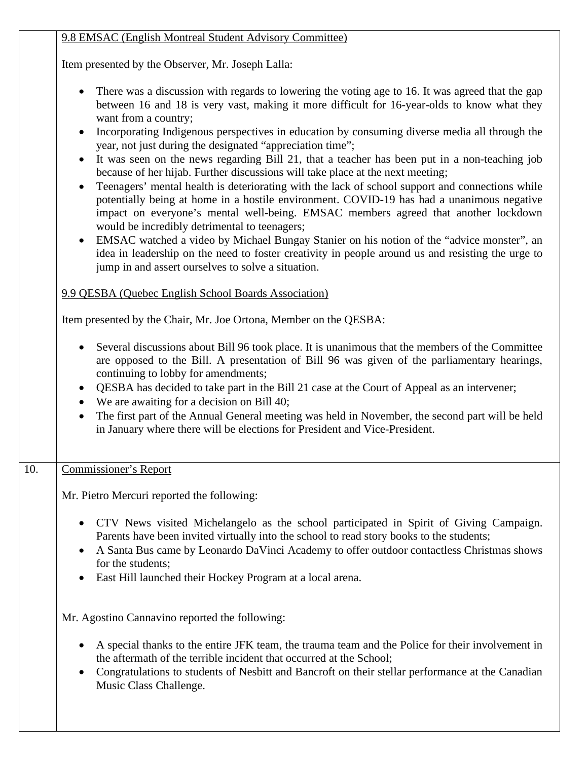9.8 EMSAC (English Montreal Student Advisory Committee)

Item presented by the Observer, Mr. Joseph Lalla:

- There was a discussion with regards to lowering the voting age to 16. It was agreed that the gap between 16 and 18 is very vast, making it more difficult for 16-year-olds to know what they want from a country;
- Incorporating Indigenous perspectives in education by consuming diverse media all through the year, not just during the designated "appreciation time";
- It was seen on the news regarding Bill 21, that a teacher has been put in a non-teaching job because of her hijab. Further discussions will take place at the next meeting;
- Teenagers' mental health is deteriorating with the lack of school support and connections while potentially being at home in a hostile environment. COVID-19 has had a unanimous negative impact on everyone's mental well-being. EMSAC members agreed that another lockdown would be incredibly detrimental to teenagers;
- EMSAC watched a video by Michael Bungay Stanier on his notion of the "advice monster", an idea in leadership on the need to foster creativity in people around us and resisting the urge to jump in and assert ourselves to solve a situation.

9.9 QESBA (Quebec English School Boards Association)

Item presented by the Chair, Mr. Joe Ortona, Member on the QESBA:

- Several discussions about Bill 96 took place. It is unanimous that the members of the Committee are opposed to the Bill. A presentation of Bill 96 was given of the parliamentary hearings, continuing to lobby for amendments;
- QESBA has decided to take part in the Bill 21 case at the Court of Appeal as an intervener;
- We are awaiting for a decision on Bill 40;
- The first part of the Annual General meeting was held in November, the second part will be held in January where there will be elections for President and Vice-President.

10. Commissioner's Report

Mr. Pietro Mercuri reported the following:

- CTV News visited Michelangelo as the school participated in Spirit of Giving Campaign. Parents have been invited virtually into the school to read story books to the students;
- A Santa Bus came by Leonardo DaVinci Academy to offer outdoor contactless Christmas shows for the students;
- East Hill launched their Hockey Program at a local arena.

Mr. Agostino Cannavino reported the following:

- A special thanks to the entire JFK team, the trauma team and the Police for their involvement in the aftermath of the terrible incident that occurred at the School;
- Congratulations to students of Nesbitt and Bancroft on their stellar performance at the Canadian Music Class Challenge.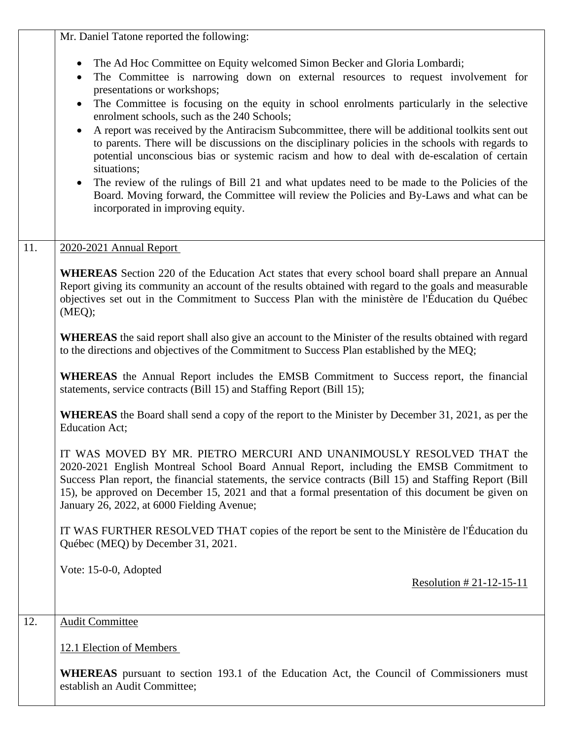Mr. Daniel Tatone reported the following:

- The Ad Hoc Committee on Equity welcomed Simon Becker and Gloria Lombardi;
- The Committee is narrowing down on external resources to request involvement for presentations or workshops;
- The Committee is focusing on the equity in school enrolments particularly in the selective enrolment schools, such as the 240 Schools;
- A report was received by the Antiracism Subcommittee, there will be additional toolkits sent out to parents. There will be discussions on the disciplinary policies in the schools with regards to potential unconscious bias or systemic racism and how to deal with de-escalation of certain situations;
- The review of the rulings of Bill 21 and what updates need to be made to the Policies of the Board. Moving forward, the Committee will review the Policies and By-Laws and what can be incorporated in improving equity.

## 11. 2020-2021 Annual Report

**WHEREAS** Section 220 of the Education Act states that every school board shall prepare an Annual Report giving its community an account of the results obtained with regard to the goals and measurable objectives set out in the Commitment to Success Plan with the ministère de l'Éducation du Québec (MEQ);

**WHEREAS** the said report shall also give an account to the Minister of the results obtained with regard to the directions and objectives of the Commitment to Success Plan established by the MEQ;

**WHEREAS** the Annual Report includes the EMSB Commitment to Success report, the financial statements, service contracts (Bill 15) and Staffing Report (Bill 15);

**WHEREAS** the Board shall send a copy of the report to the Minister by December 31, 2021, as per the Education Act;

IT WAS MOVED BY MR. PIETRO MERCURI AND UNANIMOUSLY RESOLVED THAT the 2020-2021 English Montreal School Board Annual Report, including the EMSB Commitment to Success Plan report, the financial statements, the service contracts (Bill 15) and Staffing Report (Bill 15), be approved on December 15, 2021 and that a formal presentation of this document be given on January 26, 2022, at 6000 Fielding Avenue;

IT WAS FURTHER RESOLVED THAT copies of the report be sent to the Ministère de l'Éducation du Québec (MEQ) by December 31, 2021.

Vote: 15-0-0, Adopted

Resolution # 21-12-15-11

## 12. Audit Committee

### 12.1 Election of Members

**WHEREAS** pursuant to section 193.1 of the Education Act, the Council of Commissioners must establish an Audit Committee;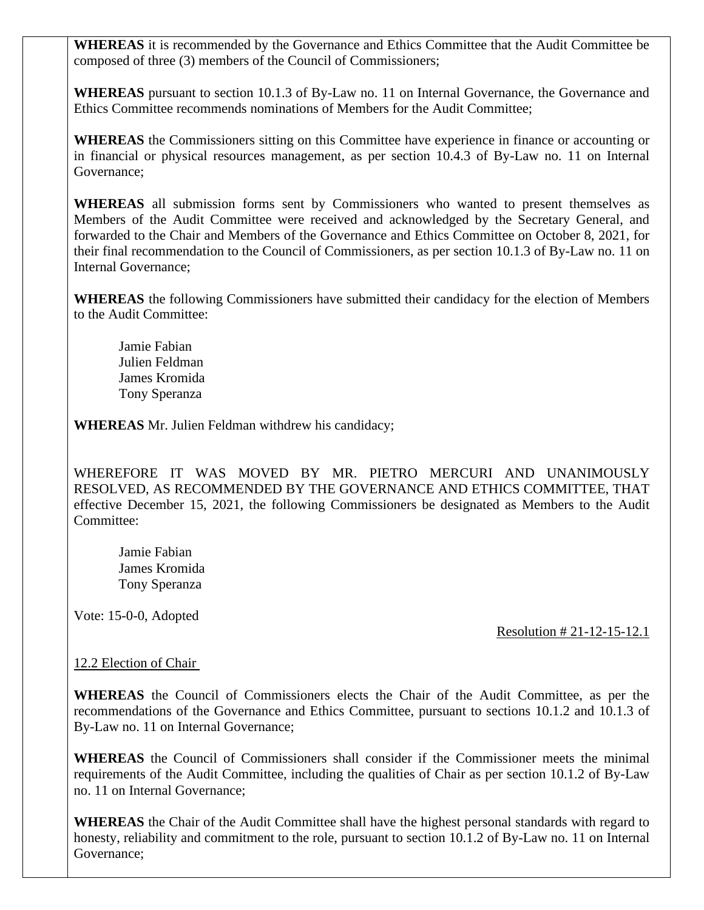**WHEREAS** it is recommended by the Governance and Ethics Committee that the Audit Committee be composed of three (3) members of the Council of Commissioners;

**WHEREAS** pursuant to section 10.1.3 of By-Law no. 11 on Internal Governance, the Governance and Ethics Committee recommends nominations of Members for the Audit Committee;

**WHEREAS** the Commissioners sitting on this Committee have experience in finance or accounting or in financial or physical resources management, as per section 10.4.3 of By-Law no. 11 on Internal Governance;

**WHEREAS** all submission forms sent by Commissioners who wanted to present themselves as Members of the Audit Committee were received and acknowledged by the Secretary General, and forwarded to the Chair and Members of the Governance and Ethics Committee on October 8, 2021, for their final recommendation to the Council of Commissioners, as per section 10.1.3 of By-Law no. 11 on Internal Governance;

**WHEREAS** the following Commissioners have submitted their candidacy for the election of Members to the Audit Committee:

Jamie Fabian
Julien Feldman
James Kromida
Tony Speranza

**WHEREAS** Mr. Julien Feldman withdrew his candidacy;

WHEREFORE IT WAS MOVED BY MR. PIETRO MERCURI AND UNANIMOUSLY RESOLVED, AS RECOMMENDED BY THE GOVERNANCE AND ETHICS COMMITTEE, THAT effective December 15, 2021, the following Commissioners be designated as Members to the Audit Committee:

Jamie Fabian
James Kromida
Tony Speranza

Vote: 15-0-0, Adopted

Resolution # 21-12-15-12.1

12.2 Election of Chair

**WHEREAS** the Council of Commissioners elects the Chair of the Audit Committee, as per the recommendations of the Governance and Ethics Committee, pursuant to sections 10.1.2 and 10.1.3 of By-Law no. 11 on Internal Governance;

**WHEREAS** the Council of Commissioners shall consider if the Commissioner meets the minimal requirements of the Audit Committee, including the qualities of Chair as per section 10.1.2 of By-Law no. 11 on Internal Governance;

**WHEREAS** the Chair of the Audit Committee shall have the highest personal standards with regard to honesty, reliability and commitment to the role, pursuant to section 10.1.2 of By-Law no. 11 on Internal Governance;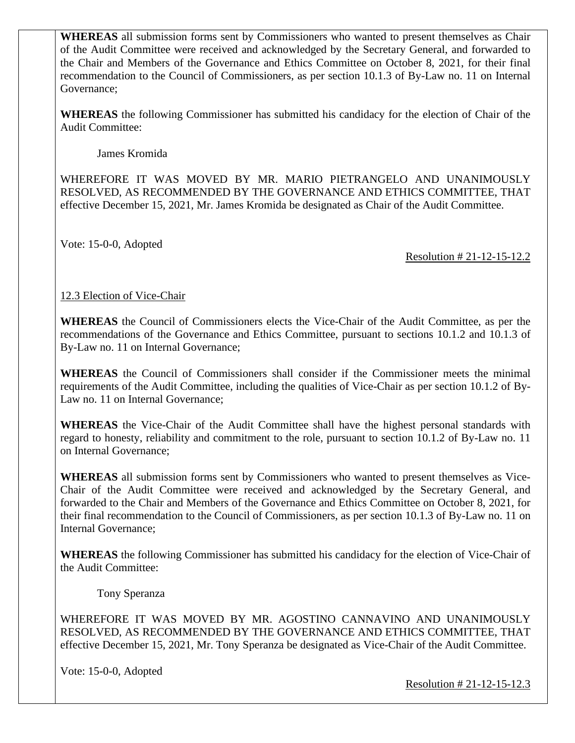**WHEREAS** all submission forms sent by Commissioners who wanted to present themselves as Chair of the Audit Committee were received and acknowledged by the Secretary General, and forwarded to the Chair and Members of the Governance and Ethics Committee on October 8, 2021, for their final recommendation to the Council of Commissioners, as per section 10.1.3 of By-Law no. 11 on Internal Governance;

**WHEREAS** the following Commissioner has submitted his candidacy for the election of Chair of the Audit Committee:

James Kromida

WHEREFORE IT WAS MOVED BY MR. MARIO PIETRANGELO AND UNANIMOUSLY RESOLVED, AS RECOMMENDED BY THE GOVERNANCE AND ETHICS COMMITTEE, THAT effective December 15, 2021, Mr. James Kromida be designated as Chair of the Audit Committee.

Vote: 15-0-0, Adopted

Resolution # 21-12-15-12.2

12.3 Election of Vice-Chair

**WHEREAS** the Council of Commissioners elects the Vice-Chair of the Audit Committee, as per the recommendations of the Governance and Ethics Committee, pursuant to sections 10.1.2 and 10.1.3 of By-Law no. 11 on Internal Governance;

**WHEREAS** the Council of Commissioners shall consider if the Commissioner meets the minimal requirements of the Audit Committee, including the qualities of Vice-Chair as per section 10.1.2 of By-Law no. 11 on Internal Governance;

**WHEREAS** the Vice-Chair of the Audit Committee shall have the highest personal standards with regard to honesty, reliability and commitment to the role, pursuant to section 10.1.2 of By-Law no. 11 on Internal Governance;

**WHEREAS** all submission forms sent by Commissioners who wanted to present themselves as Vice-Chair of the Audit Committee were received and acknowledged by the Secretary General, and forwarded to the Chair and Members of the Governance and Ethics Committee on October 8, 2021, for their final recommendation to the Council of Commissioners, as per section 10.1.3 of By-Law no. 11 on Internal Governance;

**WHEREAS** the following Commissioner has submitted his candidacy for the election of Vice-Chair of the Audit Committee:

Tony Speranza

WHEREFORE IT WAS MOVED BY MR. AGOSTINO CANNAVINO AND UNANIMOUSLY RESOLVED, AS RECOMMENDED BY THE GOVERNANCE AND ETHICS COMMITTEE, THAT effective December 15, 2021, Mr. Tony Speranza be designated as Vice-Chair of the Audit Committee.

Vote: 15-0-0, Adopted

Resolution # 21-12-15-12.3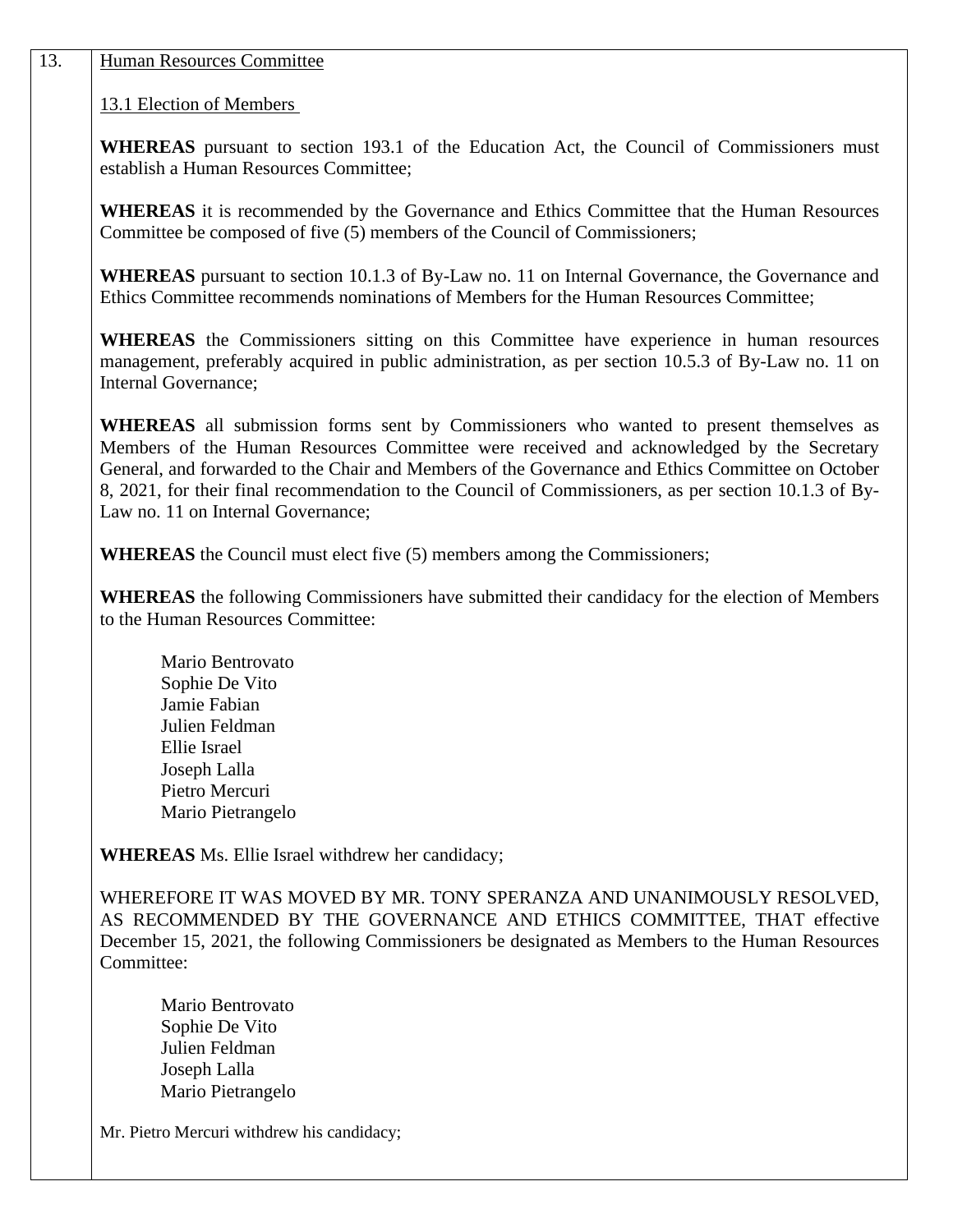13. Human Resources Committee

13.1 Election of Members

**WHEREAS** pursuant to section 193.1 of the Education Act, the Council of Commissioners must establish a Human Resources Committee;

**WHEREAS** it is recommended by the Governance and Ethics Committee that the Human Resources Committee be composed of five (5) members of the Council of Commissioners;

**WHEREAS** pursuant to section 10.1.3 of By-Law no. 11 on Internal Governance, the Governance and Ethics Committee recommends nominations of Members for the Human Resources Committee;

**WHEREAS** the Commissioners sitting on this Committee have experience in human resources management, preferably acquired in public administration, as per section 10.5.3 of By-Law no. 11 on Internal Governance;

**WHEREAS** all submission forms sent by Commissioners who wanted to present themselves as Members of the Human Resources Committee were received and acknowledged by the Secretary General, and forwarded to the Chair and Members of the Governance and Ethics Committee on October 8, 2021, for their final recommendation to the Council of Commissioners, as per section 10.1.3 of By-Law no. 11 on Internal Governance;

**WHEREAS** the Council must elect five (5) members among the Commissioners;

**WHEREAS** the following Commissioners have submitted their candidacy for the election of Members to the Human Resources Committee:

Mario Bentrovato
Sophie De Vito
Jamie Fabian
Julien Feldman
Ellie Israel
Joseph Lalla
Pietro Mercuri
Mario Pietrangelo

**WHEREAS** Ms. Ellie Israel withdrew her candidacy;

WHEREFORE IT WAS MOVED BY MR. TONY SPERANZA AND UNANIMOUSLY RESOLVED, AS RECOMMENDED BY THE GOVERNANCE AND ETHICS COMMITTEE, THAT effective December 15, 2021, the following Commissioners be designated as Members to the Human Resources Committee:

Mario Bentrovato
Sophie De Vito
Julien Feldman
Joseph Lalla
Mario Pietrangelo

Mr. Pietro Mercuri withdrew his candidacy;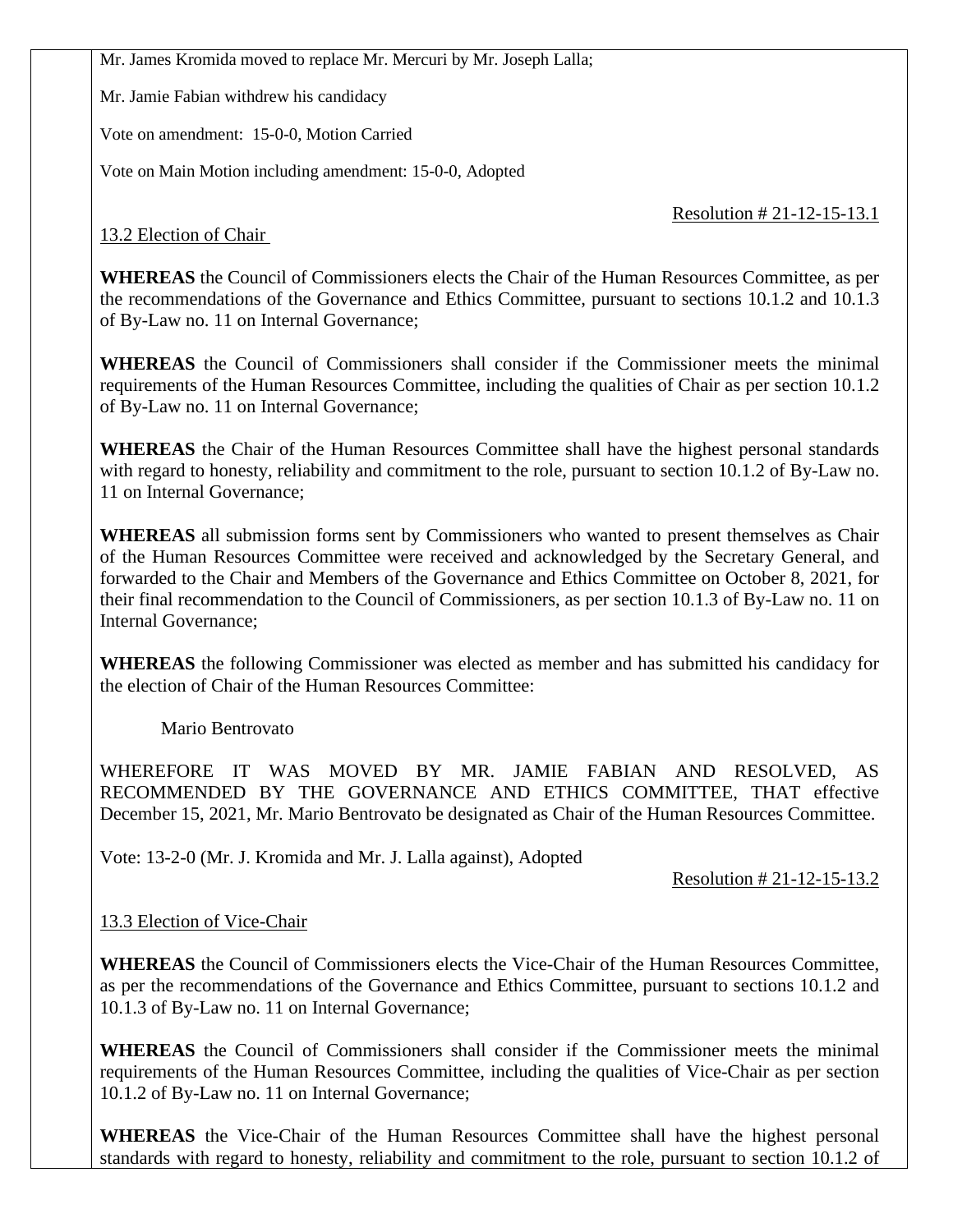Mr. James Kromida moved to replace Mr. Mercuri by Mr. Joseph Lalla;

Mr. Jamie Fabian withdrew his candidacy

Vote on amendment: 15-0-0, Motion Carried

Vote on Main Motion including amendment: 15-0-0, Adopted

Resolution # 21-12-15-13.1

13.2 Election of Chair

**WHEREAS** the Council of Commissioners elects the Chair of the Human Resources Committee, as per the recommendations of the Governance and Ethics Committee, pursuant to sections 10.1.2 and 10.1.3 of By-Law no. 11 on Internal Governance;

**WHEREAS** the Council of Commissioners shall consider if the Commissioner meets the minimal requirements of the Human Resources Committee, including the qualities of Chair as per section 10.1.2 of By-Law no. 11 on Internal Governance;

**WHEREAS** the Chair of the Human Resources Committee shall have the highest personal standards with regard to honesty, reliability and commitment to the role, pursuant to section 10.1.2 of By-Law no. 11 on Internal Governance;

**WHEREAS** all submission forms sent by Commissioners who wanted to present themselves as Chair of the Human Resources Committee were received and acknowledged by the Secretary General, and forwarded to the Chair and Members of the Governance and Ethics Committee on October 8, 2021, for their final recommendation to the Council of Commissioners, as per section 10.1.3 of By-Law no. 11 on Internal Governance;

**WHEREAS** the following Commissioner was elected as member and has submitted his candidacy for the election of Chair of the Human Resources Committee:

Mario Bentrovato

WHEREFORE IT WAS MOVED BY MR. JAMIE FABIAN AND RESOLVED, AS RECOMMENDED BY THE GOVERNANCE AND ETHICS COMMITTEE, THAT effective December 15, 2021, Mr. Mario Bentrovato be designated as Chair of the Human Resources Committee.

Vote: 13-2-0 (Mr. J. Kromida and Mr. J. Lalla against), Adopted

Resolution # 21-12-15-13.2

13.3 Election of Vice-Chair

**WHEREAS** the Council of Commissioners elects the Vice-Chair of the Human Resources Committee, as per the recommendations of the Governance and Ethics Committee, pursuant to sections 10.1.2 and 10.1.3 of By-Law no. 11 on Internal Governance;

**WHEREAS** the Council of Commissioners shall consider if the Commissioner meets the minimal requirements of the Human Resources Committee, including the qualities of Vice-Chair as per section 10.1.2 of By-Law no. 11 on Internal Governance;

**WHEREAS** the Vice-Chair of the Human Resources Committee shall have the highest personal standards with regard to honesty, reliability and commitment to the role, pursuant to section 10.1.2 of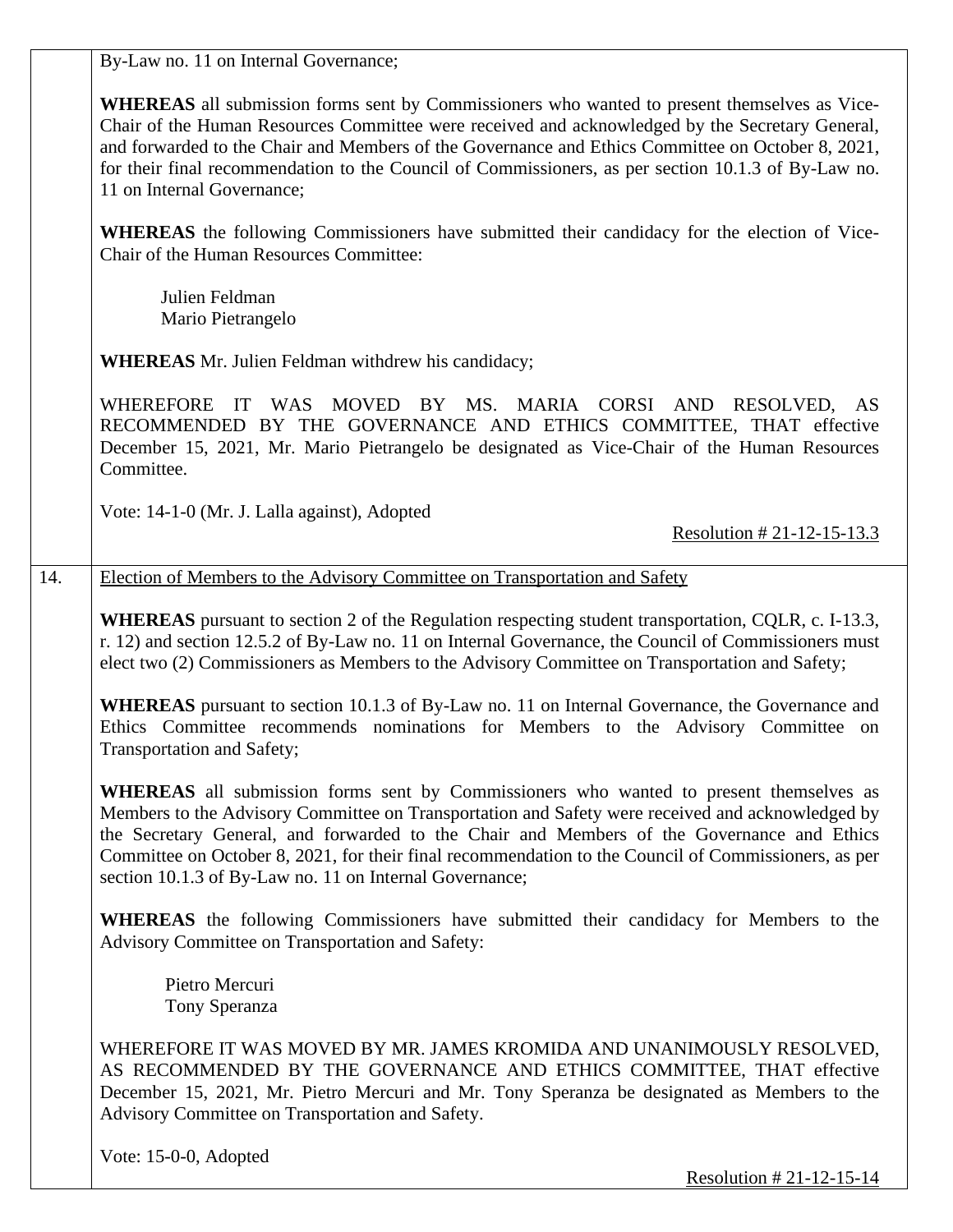By-Law no. 11 on Internal Governance;

**WHEREAS** all submission forms sent by Commissioners who wanted to present themselves as Vice-Chair of the Human Resources Committee were received and acknowledged by the Secretary General, and forwarded to the Chair and Members of the Governance and Ethics Committee on October 8, 2021, for their final recommendation to the Council of Commissioners, as per section 10.1.3 of By-Law no. 11 on Internal Governance;

**WHEREAS** the following Commissioners have submitted their candidacy for the election of Vice-Chair of the Human Resources Committee:

Julien Feldman
Mario Pietrangelo

**WHEREAS** Mr. Julien Feldman withdrew his candidacy;

WHEREFORE IT WAS MOVED BY MS. MARIA CORSI AND RESOLVED, AS RECOMMENDED BY THE GOVERNANCE AND ETHICS COMMITTEE, THAT effective December 15, 2021, Mr. Mario Pietrangelo be designated as Vice-Chair of the Human Resources Committee.

Vote: 14-1-0 (Mr. J. Lalla against), Adopted

Resolution # 21-12-15-13.3

14. Election of Members to the Advisory Committee on Transportation and Safety

**WHEREAS** pursuant to section 2 of the Regulation respecting student transportation, CQLR, c. I-13.3, r. 12) and section 12.5.2 of By-Law no. 11 on Internal Governance, the Council of Commissioners must elect two (2) Commissioners as Members to the Advisory Committee on Transportation and Safety;

**WHEREAS** pursuant to section 10.1.3 of By-Law no. 11 on Internal Governance, the Governance and Ethics Committee recommends nominations for Members to the Advisory Committee on Transportation and Safety;

**WHEREAS** all submission forms sent by Commissioners who wanted to present themselves as Members to the Advisory Committee on Transportation and Safety were received and acknowledged by the Secretary General, and forwarded to the Chair and Members of the Governance and Ethics Committee on October 8, 2021, for their final recommendation to the Council of Commissioners, as per section 10.1.3 of By-Law no. 11 on Internal Governance;

**WHEREAS** the following Commissioners have submitted their candidacy for Members to the Advisory Committee on Transportation and Safety:

Pietro Mercuri
Tony Speranza

WHEREFORE IT WAS MOVED BY MR. JAMES KROMIDA AND UNANIMOUSLY RESOLVED, AS RECOMMENDED BY THE GOVERNANCE AND ETHICS COMMITTEE, THAT effective December 15, 2021, Mr. Pietro Mercuri and Mr. Tony Speranza be designated as Members to the Advisory Committee on Transportation and Safety.

Vote: 15-0-0, Adopted

Resolution # 21-12-15-14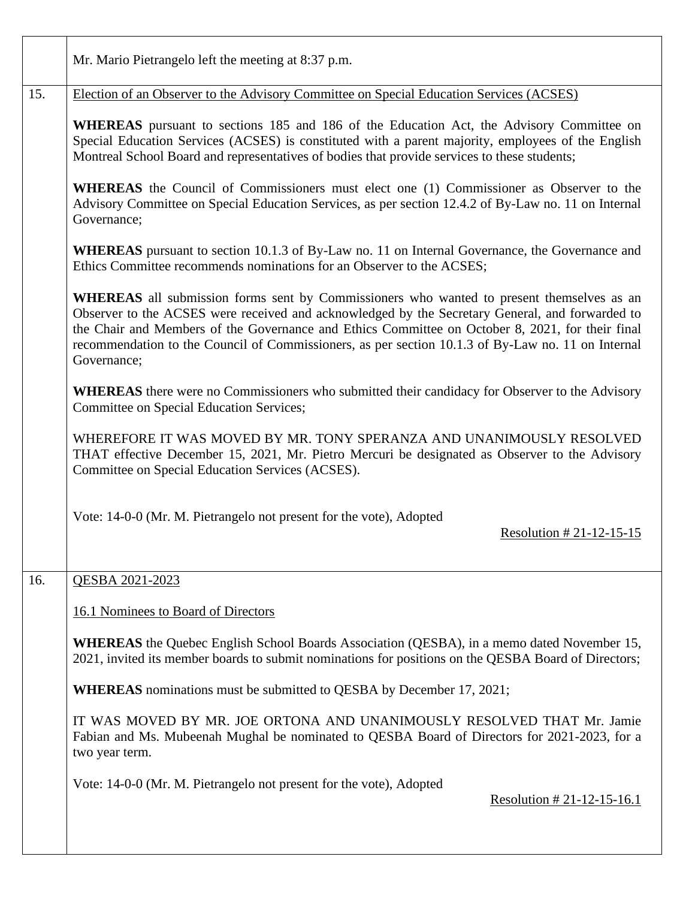Mr. Mario Pietrangelo left the meeting at 8:37 p.m.

15. Election of an Observer to the Advisory Committee on Special Education Services (ACSES)

**WHEREAS** pursuant to sections 185 and 186 of the Education Act, the Advisory Committee on Special Education Services (ACSES) is constituted with a parent majority, employees of the English Montreal School Board and representatives of bodies that provide services to these students;

**WHEREAS** the Council of Commissioners must elect one (1) Commissioner as Observer to the Advisory Committee on Special Education Services, as per section 12.4.2 of By-Law no. 11 on Internal Governance;

**WHEREAS** pursuant to section 10.1.3 of By-Law no. 11 on Internal Governance, the Governance and Ethics Committee recommends nominations for an Observer to the ACSES;

**WHEREAS** all submission forms sent by Commissioners who wanted to present themselves as an Observer to the ACSES were received and acknowledged by the Secretary General, and forwarded to the Chair and Members of the Governance and Ethics Committee on October 8, 2021, for their final recommendation to the Council of Commissioners, as per section 10.1.3 of By-Law no. 11 on Internal Governance;

**WHEREAS** there were no Commissioners who submitted their candidacy for Observer to the Advisory Committee on Special Education Services;

WHEREFORE IT WAS MOVED BY MR. TONY SPERANZA AND UNANIMOUSLY RESOLVED THAT effective December 15, 2021, Mr. Pietro Mercuri be designated as Observer to the Advisory Committee on Special Education Services (ACSES).

Vote: 14-0-0 (Mr. M. Pietrangelo not present for the vote), Adopted

Resolution # 21-12-15-15

16. QESBA 2021-2023

16.1 Nominees to Board of Directors

**WHEREAS** the Quebec English School Boards Association (QESBA), in a memo dated November 15, 2021, invited its member boards to submit nominations for positions on the QESBA Board of Directors;

**WHEREAS** nominations must be submitted to QESBA by December 17, 2021;

IT WAS MOVED BY MR. JOE ORTONA AND UNANIMOUSLY RESOLVED THAT Mr. Jamie Fabian and Ms. Mubeenah Mughal be nominated to QESBA Board of Directors for 2021-2023, for a two year term.

Vote: 14-0-0 (Mr. M. Pietrangelo not present for the vote), Adopted

Resolution # 21-12-15-16.1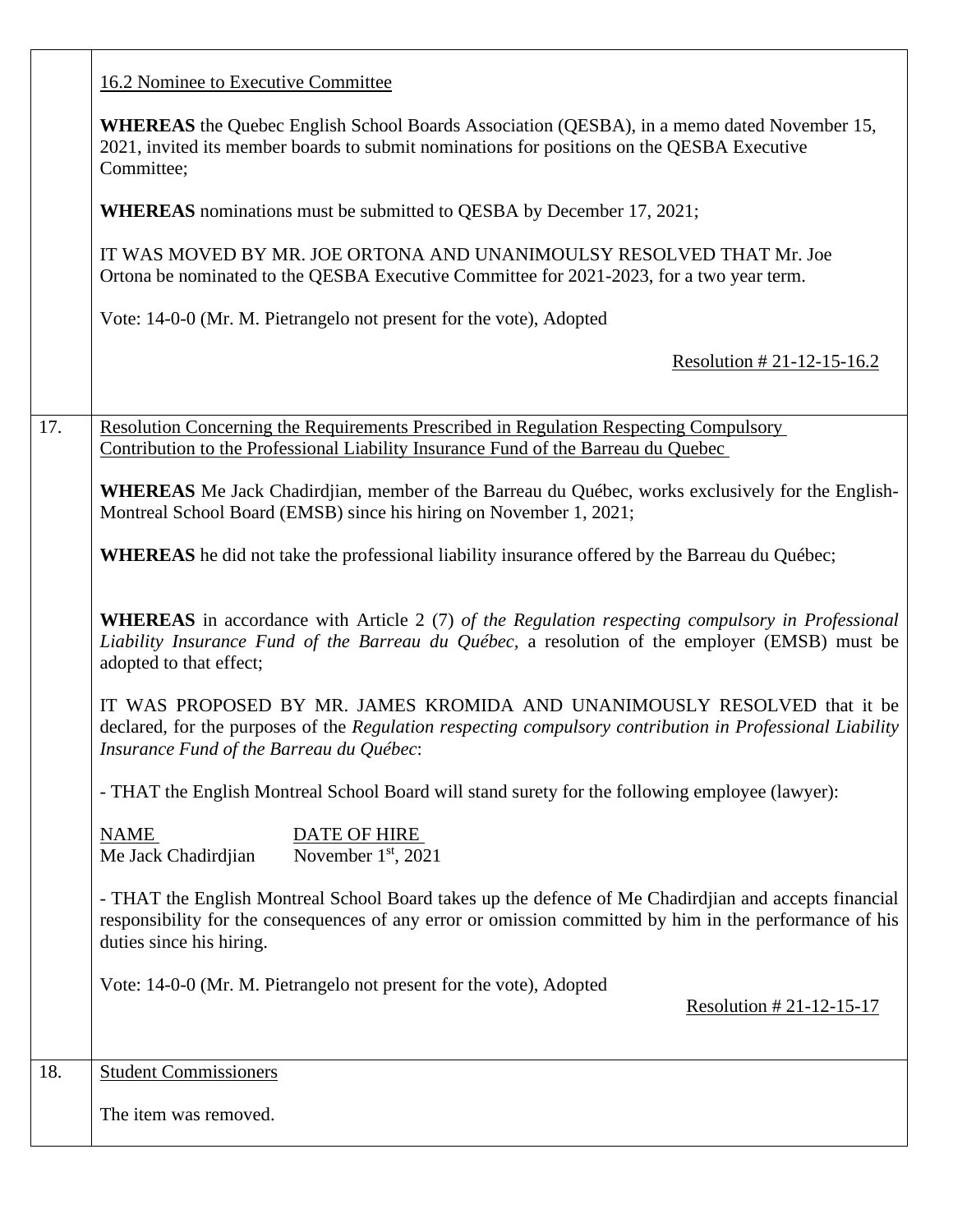16.2 Nominee to Executive Committee

**WHEREAS** the Quebec English School Boards Association (QESBA), in a memo dated November 15, 2021, invited its member boards to submit nominations for positions on the QESBA Executive Committee;

**WHEREAS** nominations must be submitted to QESBA by December 17, 2021;

IT WAS MOVED BY MR. JOE ORTONA AND UNANIMOULSY RESOLVED THAT Mr. Joe Ortona be nominated to the QESBA Executive Committee for 2021-2023, for a two year term.

Vote: 14-0-0 (Mr. M. Pietrangelo not present for the vote), Adopted

Resolution # 21-12-15-16.2

---

17. Resolution Concerning the Requirements Prescribed in Regulation Respecting Compulsory Contribution to the Professional Liability Insurance Fund of the Barreau du Quebec

**WHEREAS** Me Jack Chadirdjian, member of the Barreau du Québec, works exclusively for the English-Montreal School Board (EMSB) since his hiring on November 1, 2021;

**WHEREAS** he did not take the professional liability insurance offered by the Barreau du Québec;

**WHEREAS** in accordance with Article 2 (7) *of the Regulation respecting compulsory in Professional Liability Insurance Fund of the Barreau du Québec*, a resolution of the employer (EMSB) must be adopted to that effect;

IT WAS PROPOSED BY MR. JAMES KROMIDA AND UNANIMOUSLY RESOLVED that it be declared, for the purposes of the *Regulation respecting compulsory contribution in Professional Liability Insurance Fund of the Barreau du Québec*:

- THAT the English Montreal School Board will stand surety for the following employee (lawyer):

| NAME | DATE OF HIRE |
|---|---|
| Me Jack Chadirdjian | November 1st, 2021 |

- THAT the English Montreal School Board takes up the defence of Me Chadirdjian and accepts financial responsibility for the consequences of any error or omission committed by him in the performance of his duties since his hiring.

Vote: 14-0-0 (Mr. M. Pietrangelo not present for the vote), Adopted

Resolution # 21-12-15-17

---

18. Student Commissioners

The item was removed.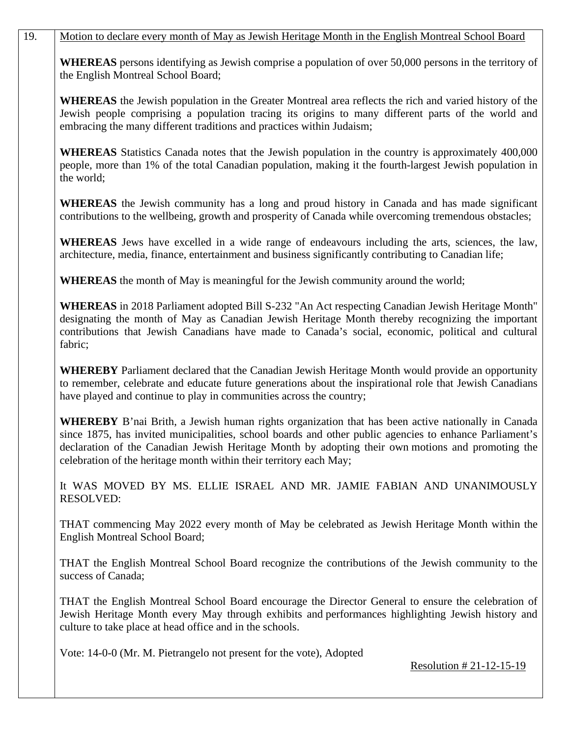19. <u>Motion to declare every month of May as Jewish Heritage Month in the English Montreal School Board</u>

**WHEREAS** persons identifying as Jewish comprise a population of over 50,000 persons in the territory of the English Montreal School Board;

**WHEREAS** the Jewish population in the Greater Montreal area reflects the rich and varied history of the Jewish people comprising a population tracing its origins to many different parts of the world and embracing the many different traditions and practices within Judaism;

**WHEREAS** Statistics Canada notes that the Jewish population in the country is approximately 400,000 people, more than 1% of the total Canadian population, making it the fourth-largest Jewish population in the world;

**WHEREAS** the Jewish community has a long and proud history in Canada and has made significant contributions to the wellbeing, growth and prosperity of Canada while overcoming tremendous obstacles;

**WHEREAS** Jews have excelled in a wide range of endeavours including the arts, sciences, the law, architecture, media, finance, entertainment and business significantly contributing to Canadian life;

**WHEREAS** the month of May is meaningful for the Jewish community around the world;

**WHEREAS** in 2018 Parliament adopted Bill S-232 "An Act respecting Canadian Jewish Heritage Month" designating the month of May as Canadian Jewish Heritage Month thereby recognizing the important contributions that Jewish Canadians have made to Canada's social, economic, political and cultural fabric;

**WHEREBY** Parliament declared that the Canadian Jewish Heritage Month would provide an opportunity to remember, celebrate and educate future generations about the inspirational role that Jewish Canadians have played and continue to play in communities across the country;

**WHEREBY** B'nai Brith, a Jewish human rights organization that has been active nationally in Canada since 1875, has invited municipalities, school boards and other public agencies to enhance Parliament's declaration of the Canadian Jewish Heritage Month by adopting their own motions and promoting the celebration of the heritage month within their territory each May;

It WAS MOVED BY MS. ELLIE ISRAEL AND MR. JAMIE FABIAN AND UNANIMOUSLY RESOLVED:

THAT commencing May 2022 every month of May be celebrated as Jewish Heritage Month within the English Montreal School Board;

THAT the English Montreal School Board recognize the contributions of the Jewish community to the success of Canada;

THAT the English Montreal School Board encourage the Director General to ensure the celebration of Jewish Heritage Month every May through exhibits and performances highlighting Jewish history and culture to take place at head office and in the schools.

Vote: 14-0-0 (Mr. M. Pietrangelo not present for the vote), Adopted

<u>Resolution # 21-12-15-19</u>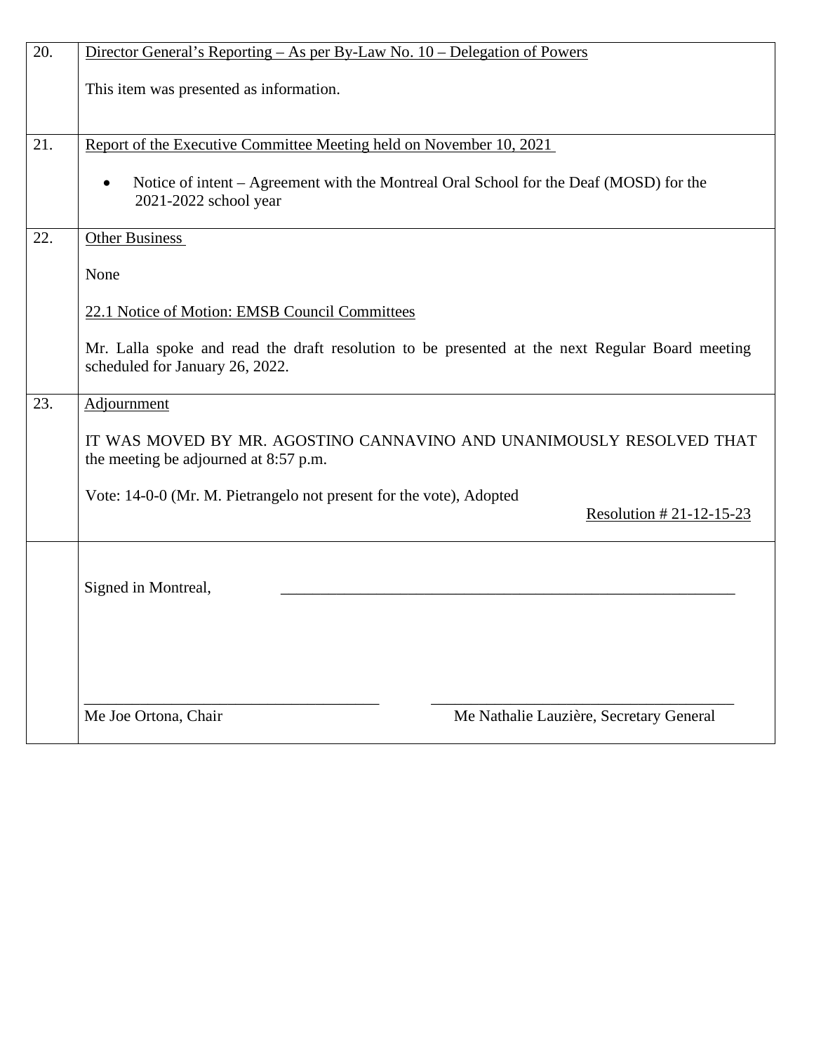| | |
|---|---|
| 20. | Director General's Reporting – As per By-Law No. 10 – Delegation of Powers<br><br>This item was presented as information. |
| 21. | Report of the Executive Committee Meeting held on November 10, 2021<br><br>• Notice of intent – Agreement with the Montreal Oral School for the Deaf (MOSD) for the 2021-2022 school year |
| 22. | Other Business<br><br>None<br><br>22.1 Notice of Motion: EMSB Council Committees<br><br>Mr. Lalla spoke and read the draft resolution to be presented at the next Regular Board meeting scheduled for January 26, 2022. |
| 23. | Adjournment<br><br>IT WAS MOVED BY MR. AGOSTINO CANNAVINO AND UNANIMOUSLY RESOLVED THAT the meeting be adjourned at 8:57 p.m.<br><br>Vote: 14-0-0 (Mr. M. Pietrangelo not present for the vote), Adopted<br><br>Resolution # 21-12-15-23 |
| | Signed in Montreal, \_\_\_\_\_\_\_\_\_\_\_\_\_\_\_\_\_\_\_\_\_\_\_\_\_\_\_\_\_\_<br><br>\_\_\_\_\_\_\_\_\_\_\_\_\_\_\_\_\_\_\_\_\_\_\_\_\_\_ \_\_\_\_\_\_\_\_\_\_\_\_\_\_\_\_\_\_\_\_\_\_\_\_\_\_<br>Me Joe Ortona, Chair Me Nathalie Lauzière, Secretary General |